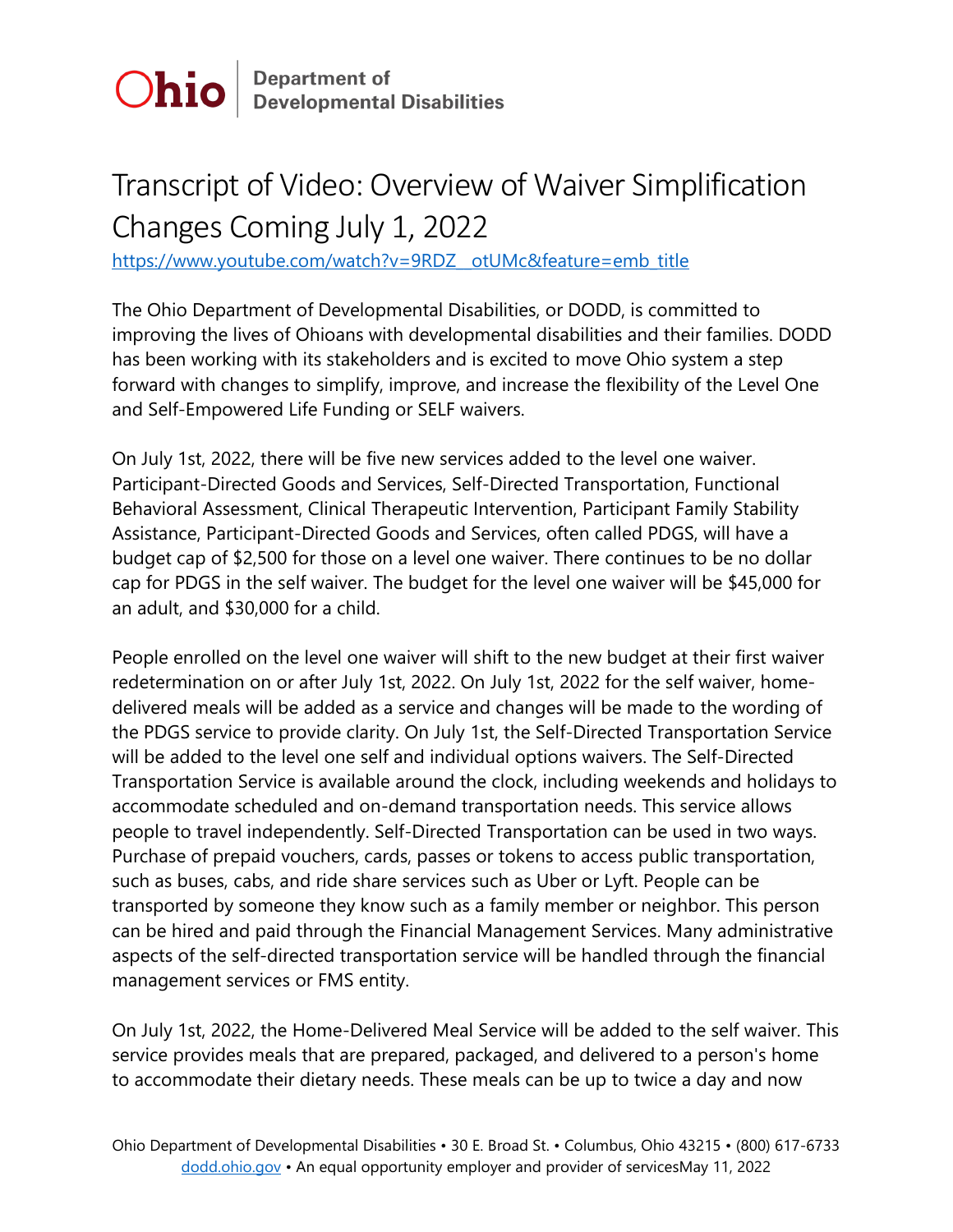Ohio | Department of Developmental Disabilities

# Transcript of Video: Overview of Waiver Simplification Changes Coming July 1, 2022

https://www.youtube.com/watch?v=9RDZ__otUMc&feature=emb_title

The Ohio Department of Developmental Disabilities, or DODD, is committed to improving the lives of Ohioans with developmental disabilities and their families. DODD has been working with its stakeholders and is excited to move Ohio system a step forward with changes to simplify, improve, and increase the flexibility of the Level One and Self-Empowered Life Funding or SELF waivers.

On July 1st, 2022, there will be five new services added to the level one waiver. Participant-Directed Goods and Services, Self-Directed Transportation, Functional Behavioral Assessment, Clinical Therapeutic Intervention, Participant Family Stability Assistance, Participant-Directed Goods and Services, often called PDGS, will have a budget cap of $2,500 for those on a level one waiver. There continues to be no dollar cap for PDGS in the self waiver. The budget for the level one waiver will be $45,000 for an adult, and $30,000 for a child.

People enrolled on the level one waiver will shift to the new budget at their first waiver redetermination on or after July 1st, 2022. On July 1st, 2022 for the self waiver, home-delivered meals will be added as a service and changes will be made to the wording of the PDGS service to provide clarity. On July 1st, the Self-Directed Transportation Service will be added to the level one self and individual options waivers. The Self-Directed Transportation Service is available around the clock, including weekends and holidays to accommodate scheduled and on-demand transportation needs. This service allows people to travel independently. Self-Directed Transportation can be used in two ways. Purchase of prepaid vouchers, cards, passes or tokens to access public transportation, such as buses, cabs, and ride share services such as Uber or Lyft. People can be transported by someone they know such as a family member or neighbor. This person can be hired and paid through the Financial Management Services. Many administrative aspects of the self-directed transportation service will be handled through the financial management services or FMS entity.

On July 1st, 2022, the Home-Delivered Meal Service will be added to the self waiver. This service provides meals that are prepared, packaged, and delivered to a person's home to accommodate their dietary needs. These meals can be up to twice a day and now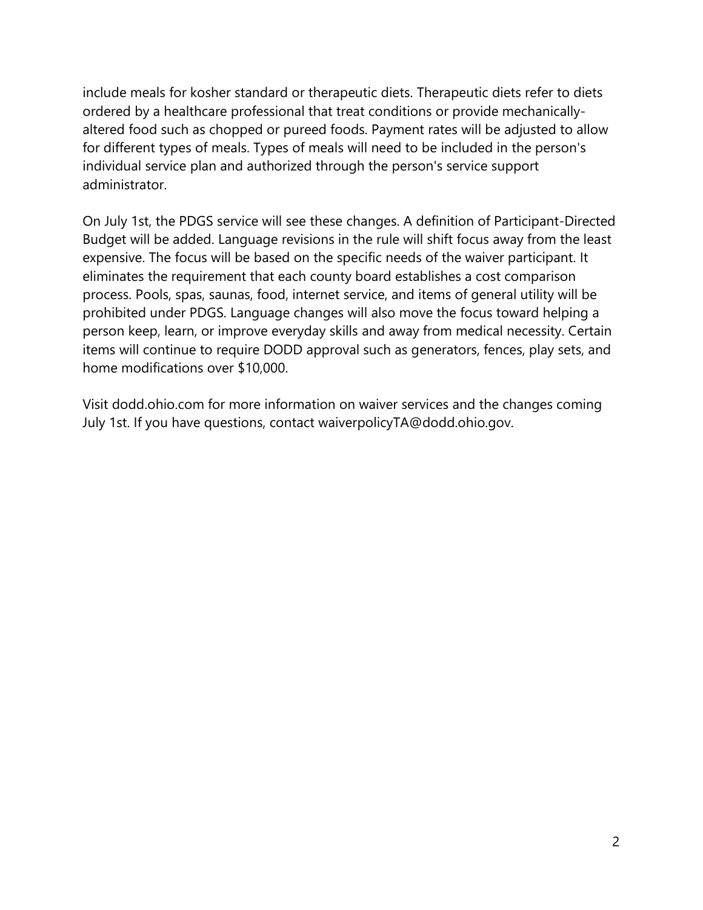include meals for kosher standard or therapeutic diets. Therapeutic diets refer to diets ordered by a healthcare professional that treat conditions or provide mechanically-altered food such as chopped or pureed foods. Payment rates will be adjusted to allow for different types of meals. Types of meals will need to be included in the person's individual service plan and authorized through the person's service support administrator.

On July 1st, the PDGS service will see these changes. A definition of Participant-Directed Budget will be added. Language revisions in the rule will shift focus away from the least expensive. The focus will be based on the specific needs of the waiver participant. It eliminates the requirement that each county board establishes a cost comparison process. Pools, spas, saunas, food, internet service, and items of general utility will be prohibited under PDGS. Language changes will also move the focus toward helping a person keep, learn, or improve everyday skills and away from medical necessity. Certain items will continue to require DODD approval such as generators, fences, play sets, and home modifications over $10,000.

Visit dodd.ohio.com for more information on waiver services and the changes coming July 1st. If you have questions, contact waiverpolicyTA@dodd.ohio.gov.